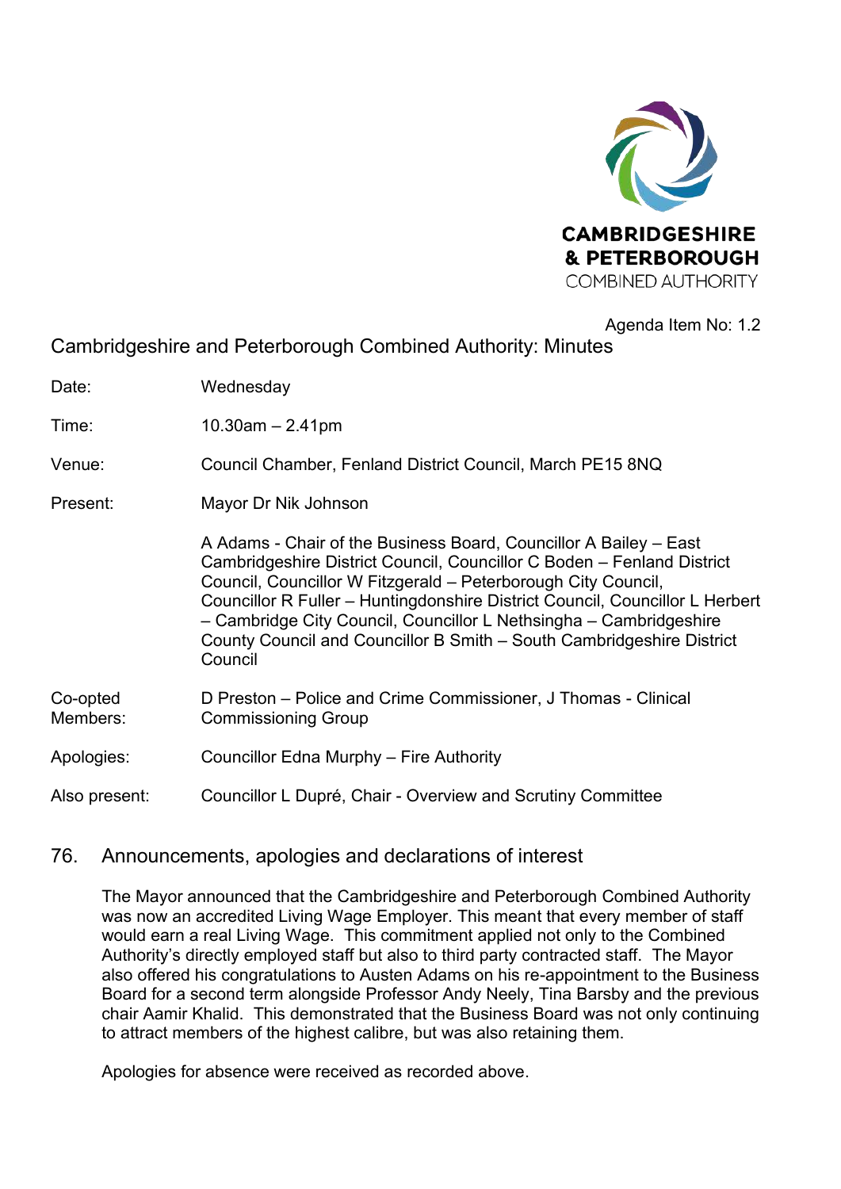CAMBRIDGESHIRE & PETERBOROUGH COMBINED AUTHORITY

Agenda Item No: 1.2

# Cambridgeshire and Peterborough Combined Authority: Minutes

| | |
|---|---|
| Date: | Wednesday |
| Time: | 10.30am – 2.41pm |
| Venue: | Council Chamber, Fenland District Council, March PE15 8NQ |
| Present: | Mayor Dr Nik Johnson |
| | A Adams - Chair of the Business Board, Councillor A Bailey – East Cambridgeshire District Council, Councillor C Boden – Fenland District Council, Councillor W Fitzgerald – Peterborough City Council, Councillor R Fuller – Huntingdonshire District Council, Councillor L Herbert – Cambridge City Council, Councillor L Nethsingha – Cambridgeshire County Council and Councillor B Smith – South Cambridgeshire District Council |
| Co-opted Members: | D Preston – Police and Crime Commissioner, J Thomas - Clinical Commissioning Group |
| Apologies: | Councillor Edna Murphy – Fire Authority |
| Also present: | Councillor L Dupré, Chair - Overview and Scrutiny Committee |

## 76. Announcements, apologies and declarations of interest

The Mayor announced that the Cambridgeshire and Peterborough Combined Authority was now an accredited Living Wage Employer. This meant that every member of staff would earn a real Living Wage. This commitment applied not only to the Combined Authority's directly employed staff but also to third party contracted staff. The Mayor also offered his congratulations to Austen Adams on his re-appointment to the Business Board for a second term alongside Professor Andy Neely, Tina Barsby and the previous chair Aamir Khalid. This demonstrated that the Business Board was not only continuing to attract members of the highest calibre, but was also retaining them.

Apologies for absence were received as recorded above.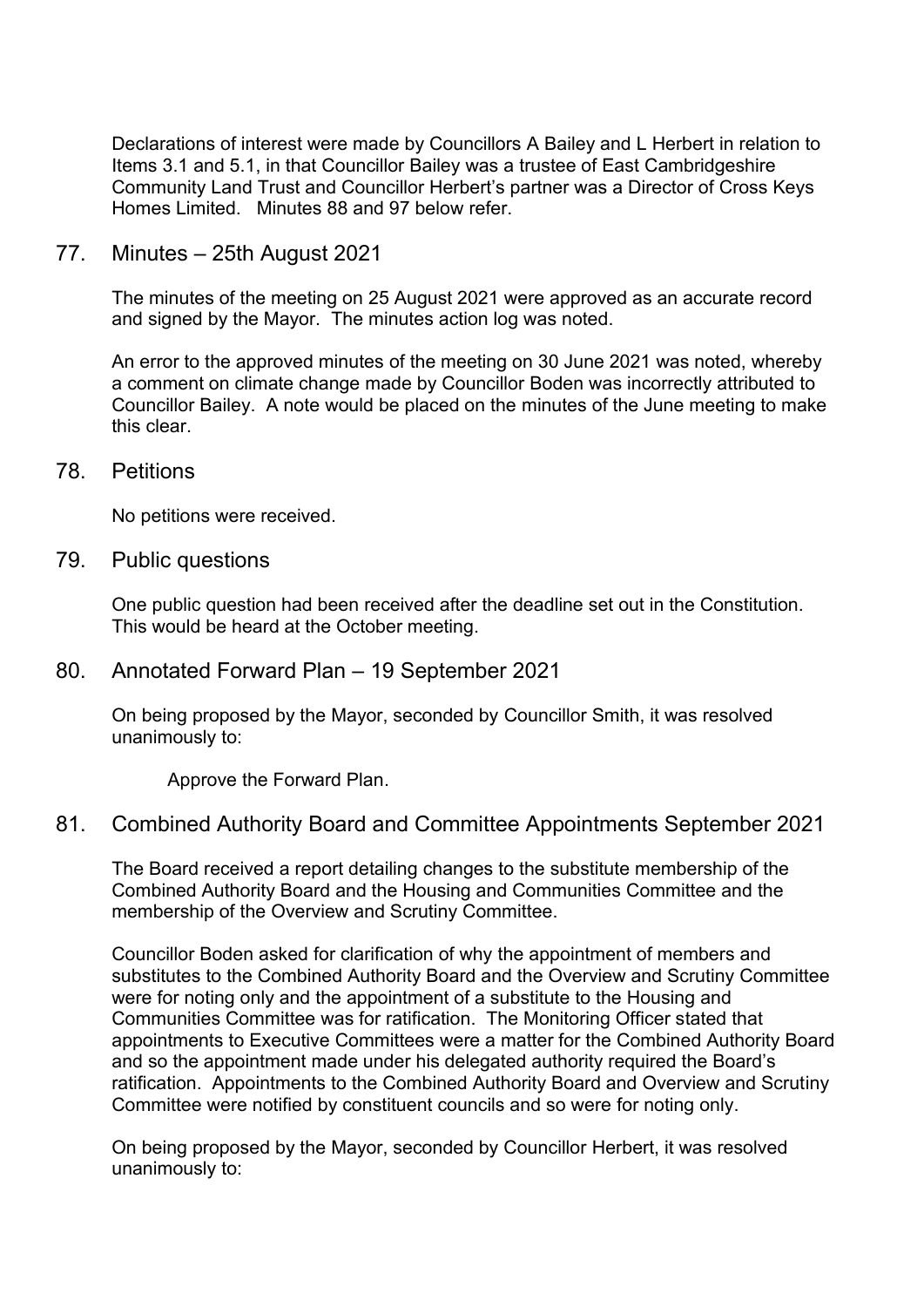Declarations of interest were made by Councillors A Bailey and L Herbert in relation to Items 3.1 and 5.1, in that Councillor Bailey was a trustee of East Cambridgeshire Community Land Trust and Councillor Herbert's partner was a Director of Cross Keys Homes Limited. Minutes 88 and 97 below refer.

## 77. Minutes – 25th August 2021

The minutes of the meeting on 25 August 2021 were approved as an accurate record and signed by the Mayor. The minutes action log was noted.

An error to the approved minutes of the meeting on 30 June 2021 was noted, whereby a comment on climate change made by Councillor Boden was incorrectly attributed to Councillor Bailey. A note would be placed on the minutes of the June meeting to make this clear.

## 78. Petitions

No petitions were received.

## 79. Public questions

One public question had been received after the deadline set out in the Constitution. This would be heard at the October meeting.

## 80. Annotated Forward Plan – 19 September 2021

On being proposed by the Mayor, seconded by Councillor Smith, it was resolved unanimously to:

Approve the Forward Plan.

## 81. Combined Authority Board and Committee Appointments September 2021

The Board received a report detailing changes to the substitute membership of the Combined Authority Board and the Housing and Communities Committee and the membership of the Overview and Scrutiny Committee.

Councillor Boden asked for clarification of why the appointment of members and substitutes to the Combined Authority Board and the Overview and Scrutiny Committee were for noting only and the appointment of a substitute to the Housing and Communities Committee was for ratification. The Monitoring Officer stated that appointments to Executive Committees were a matter for the Combined Authority Board and so the appointment made under his delegated authority required the Board's ratification. Appointments to the Combined Authority Board and Overview and Scrutiny Committee were notified by constituent councils and so were for noting only.

On being proposed by the Mayor, seconded by Councillor Herbert, it was resolved unanimously to: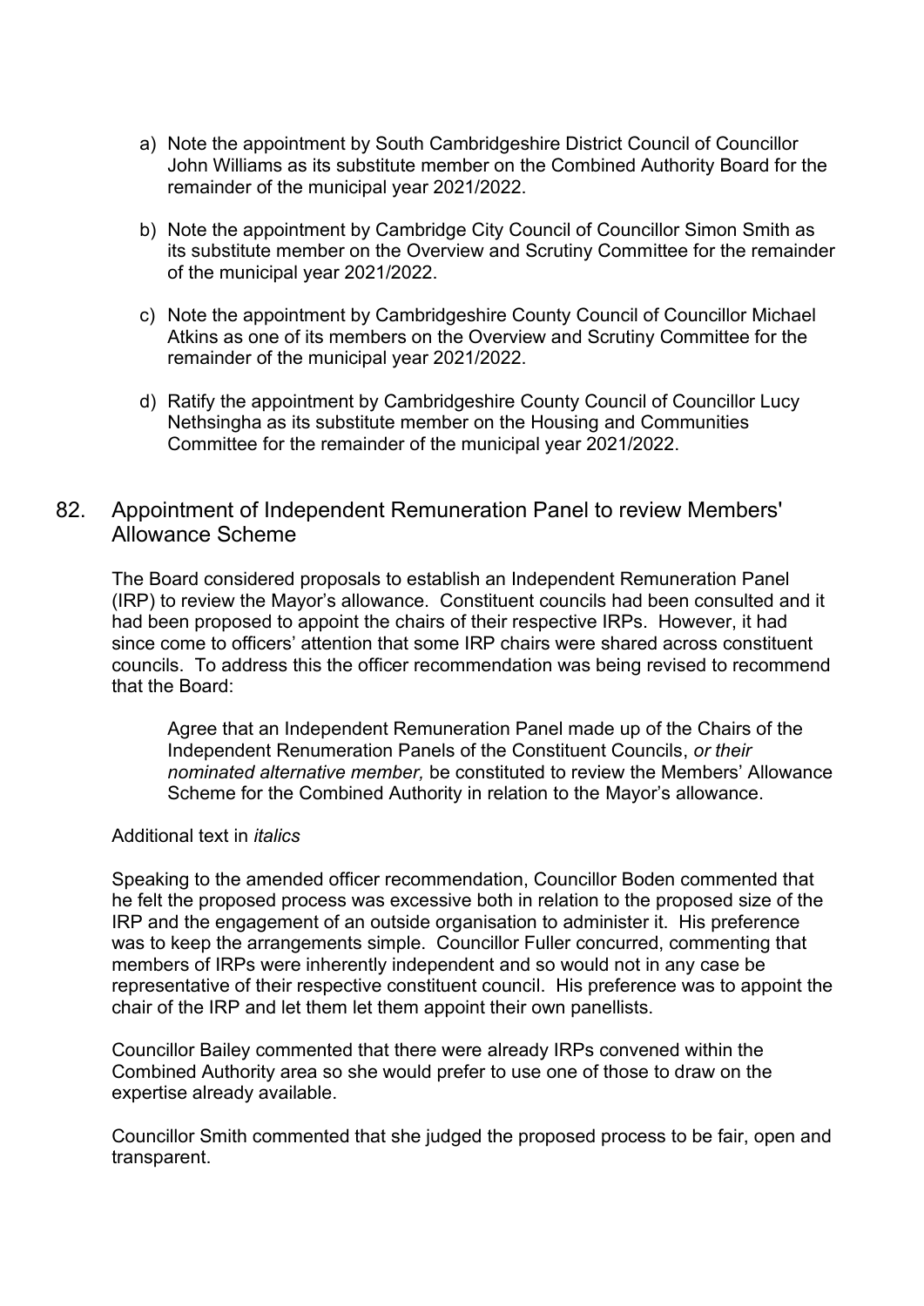a) Note the appointment by South Cambridgeshire District Council of Councillor John Williams as its substitute member on the Combined Authority Board for the remainder of the municipal year 2021/2022.

b) Note the appointment by Cambridge City Council of Councillor Simon Smith as its substitute member on the Overview and Scrutiny Committee for the remainder of the municipal year 2021/2022.

c) Note the appointment by Cambridgeshire County Council of Councillor Michael Atkins as one of its members on the Overview and Scrutiny Committee for the remainder of the municipal year 2021/2022.

d) Ratify the appointment by Cambridgeshire County Council of Councillor Lucy Nethsingha as its substitute member on the Housing and Communities Committee for the remainder of the municipal year 2021/2022.

## 82. Appointment of Independent Remuneration Panel to review Members' Allowance Scheme

The Board considered proposals to establish an Independent Remuneration Panel (IRP) to review the Mayor's allowance. Constituent councils had been consulted and it had been proposed to appoint the chairs of their respective IRPs. However, it had since come to officers' attention that some IRP chairs were shared across constituent councils. To address this the officer recommendation was being revised to recommend that the Board:

> Agree that an Independent Remuneration Panel made up of the Chairs of the Independent Renumeration Panels of the Constituent Councils, *or their nominated alternative member,* be constituted to review the Members' Allowance Scheme for the Combined Authority in relation to the Mayor's allowance.

Additional text in *italics*

Speaking to the amended officer recommendation, Councillor Boden commented that he felt the proposed process was excessive both in relation to the proposed size of the IRP and the engagement of an outside organisation to administer it. His preference was to keep the arrangements simple. Councillor Fuller concurred, commenting that members of IRPs were inherently independent and so would not in any case be representative of their respective constituent council. His preference was to appoint the chair of the IRP and let them let them appoint their own panellists.

Councillor Bailey commented that there were already IRPs convened within the Combined Authority area so she would prefer to use one of those to draw on the expertise already available.

Councillor Smith commented that she judged the proposed process to be fair, open and transparent.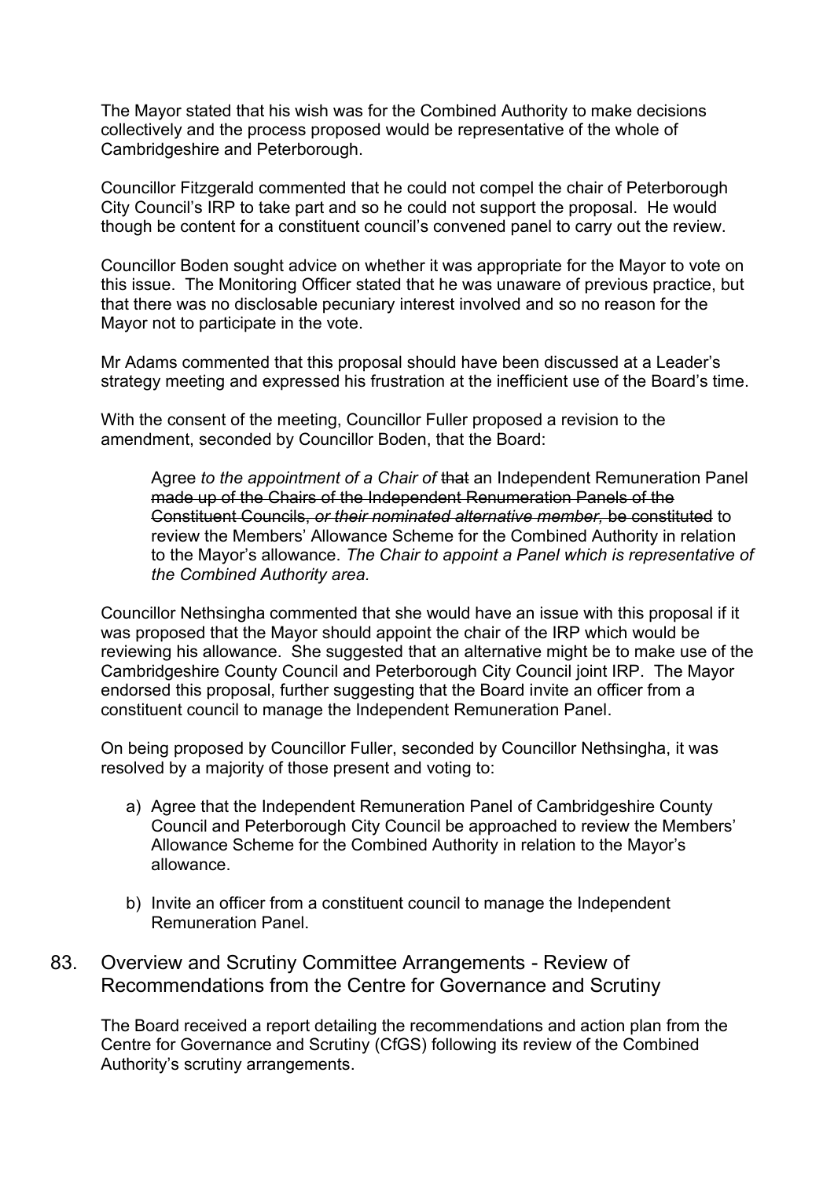The Mayor stated that his wish was for the Combined Authority to make decisions collectively and the process proposed would be representative of the whole of Cambridgeshire and Peterborough.

Councillor Fitzgerald commented that he could not compel the chair of Peterborough City Council's IRP to take part and so he could not support the proposal. He would though be content for a constituent council's convened panel to carry out the review.

Councillor Boden sought advice on whether it was appropriate for the Mayor to vote on this issue. The Monitoring Officer stated that he was unaware of previous practice, but that there was no disclosable pecuniary interest involved and so no reason for the Mayor not to participate in the vote.

Mr Adams commented that this proposal should have been discussed at a Leader's strategy meeting and expressed his frustration at the inefficient use of the Board's time.

With the consent of the meeting, Councillor Fuller proposed a revision to the amendment, seconded by Councillor Boden, that the Board:

> Agree *to the appointment of a Chair of* ~~that~~ an Independent Remuneration Panel ~~made up of the Chairs of the Independent Renumeration Panels of the Constituent Councils,~~ ~~*or their nominated alternative member,*~~ ~~be constituted~~ to review the Members' Allowance Scheme for the Combined Authority in relation to the Mayor's allowance. *The Chair to appoint a Panel which is representative of the Combined Authority area.*

Councillor Nethsingha commented that she would have an issue with this proposal if it was proposed that the Mayor should appoint the chair of the IRP which would be reviewing his allowance. She suggested that an alternative might be to make use of the Cambridgeshire County Council and Peterborough City Council joint IRP. The Mayor endorsed this proposal, further suggesting that the Board invite an officer from a constituent council to manage the Independent Remuneration Panel.

On being proposed by Councillor Fuller, seconded by Councillor Nethsingha, it was resolved by a majority of those present and voting to:

a) Agree that the Independent Remuneration Panel of Cambridgeshire County Council and Peterborough City Council be approached to review the Members' Allowance Scheme for the Combined Authority in relation to the Mayor's allowance.

b) Invite an officer from a constituent council to manage the Independent Remuneration Panel.

## 83. Overview and Scrutiny Committee Arrangements - Review of Recommendations from the Centre for Governance and Scrutiny

The Board received a report detailing the recommendations and action plan from the Centre for Governance and Scrutiny (CfGS) following its review of the Combined Authority's scrutiny arrangements.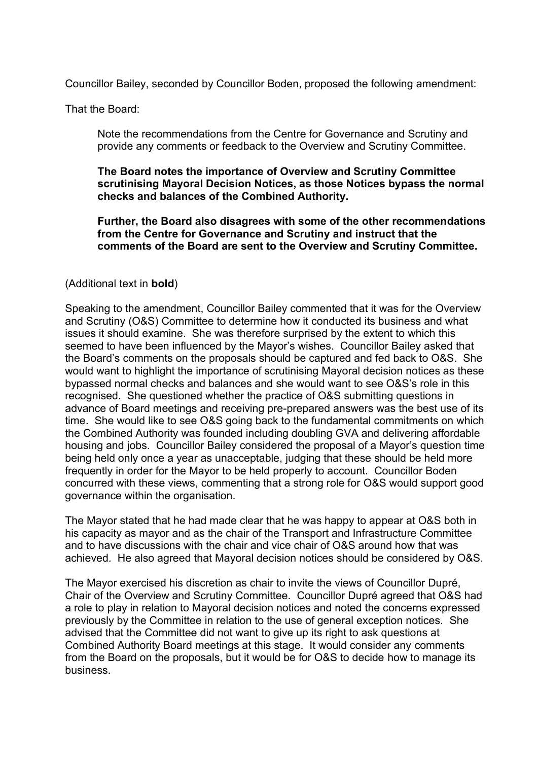Councillor Bailey, seconded by Councillor Boden, proposed the following amendment:

That the Board:

> Note the recommendations from the Centre for Governance and Scrutiny and provide any comments or feedback to the Overview and Scrutiny Committee.
>
> **The Board notes the importance of Overview and Scrutiny Committee scrutinising Mayoral Decision Notices, as those Notices bypass the normal checks and balances of the Combined Authority.**
>
> **Further, the Board also disagrees with some of the other recommendations from the Centre for Governance and Scrutiny and instruct that the comments of the Board are sent to the Overview and Scrutiny Committee.**

(Additional text in **bold**)

Speaking to the amendment, Councillor Bailey commented that it was for the Overview and Scrutiny (O&S) Committee to determine how it conducted its business and what issues it should examine. She was therefore surprised by the extent to which this seemed to have been influenced by the Mayor's wishes. Councillor Bailey asked that the Board's comments on the proposals should be captured and fed back to O&S. She would want to highlight the importance of scrutinising Mayoral decision notices as these bypassed normal checks and balances and she would want to see O&S's role in this recognised. She questioned whether the practice of O&S submitting questions in advance of Board meetings and receiving pre-prepared answers was the best use of its time. She would like to see O&S going back to the fundamental commitments on which the Combined Authority was founded including doubling GVA and delivering affordable housing and jobs. Councillor Bailey considered the proposal of a Mayor's question time being held only once a year as unacceptable, judging that these should be held more frequently in order for the Mayor to be held properly to account. Councillor Boden concurred with these views, commenting that a strong role for O&S would support good governance within the organisation.

The Mayor stated that he had made clear that he was happy to appear at O&S both in his capacity as mayor and as the chair of the Transport and Infrastructure Committee and to have discussions with the chair and vice chair of O&S around how that was achieved. He also agreed that Mayoral decision notices should be considered by O&S.

The Mayor exercised his discretion as chair to invite the views of Councillor Dupré, Chair of the Overview and Scrutiny Committee. Councillor Dupré agreed that O&S had a role to play in relation to Mayoral decision notices and noted the concerns expressed previously by the Committee in relation to the use of general exception notices. She advised that the Committee did not want to give up its right to ask questions at Combined Authority Board meetings at this stage. It would consider any comments from the Board on the proposals, but it would be for O&S to decide how to manage its business.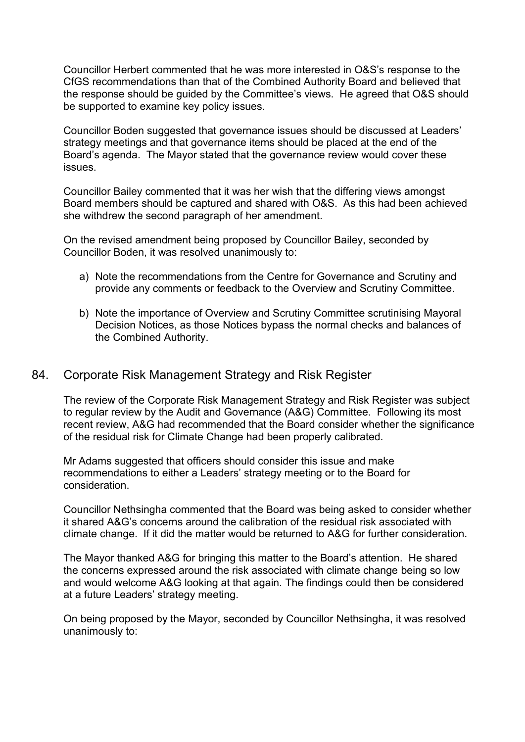Councillor Herbert commented that he was more interested in O&S's response to the CfGS recommendations than that of the Combined Authority Board and believed that the response should be guided by the Committee's views. He agreed that O&S should be supported to examine key policy issues.

Councillor Boden suggested that governance issues should be discussed at Leaders' strategy meetings and that governance items should be placed at the end of the Board's agenda. The Mayor stated that the governance review would cover these issues.

Councillor Bailey commented that it was her wish that the differing views amongst Board members should be captured and shared with O&S. As this had been achieved she withdrew the second paragraph of her amendment.

On the revised amendment being proposed by Councillor Bailey, seconded by Councillor Boden, it was resolved unanimously to:

a) Note the recommendations from the Centre for Governance and Scrutiny and provide any comments or feedback to the Overview and Scrutiny Committee.

b) Note the importance of Overview and Scrutiny Committee scrutinising Mayoral Decision Notices, as those Notices bypass the normal checks and balances of the Combined Authority.

## 84. Corporate Risk Management Strategy and Risk Register

The review of the Corporate Risk Management Strategy and Risk Register was subject to regular review by the Audit and Governance (A&G) Committee. Following its most recent review, A&G had recommended that the Board consider whether the significance of the residual risk for Climate Change had been properly calibrated.

Mr Adams suggested that officers should consider this issue and make recommendations to either a Leaders' strategy meeting or to the Board for consideration.

Councillor Nethsingha commented that the Board was being asked to consider whether it shared A&G's concerns around the calibration of the residual risk associated with climate change. If it did the matter would be returned to A&G for further consideration.

The Mayor thanked A&G for bringing this matter to the Board's attention. He shared the concerns expressed around the risk associated with climate change being so low and would welcome A&G looking at that again. The findings could then be considered at a future Leaders' strategy meeting.

On being proposed by the Mayor, seconded by Councillor Nethsingha, it was resolved unanimously to: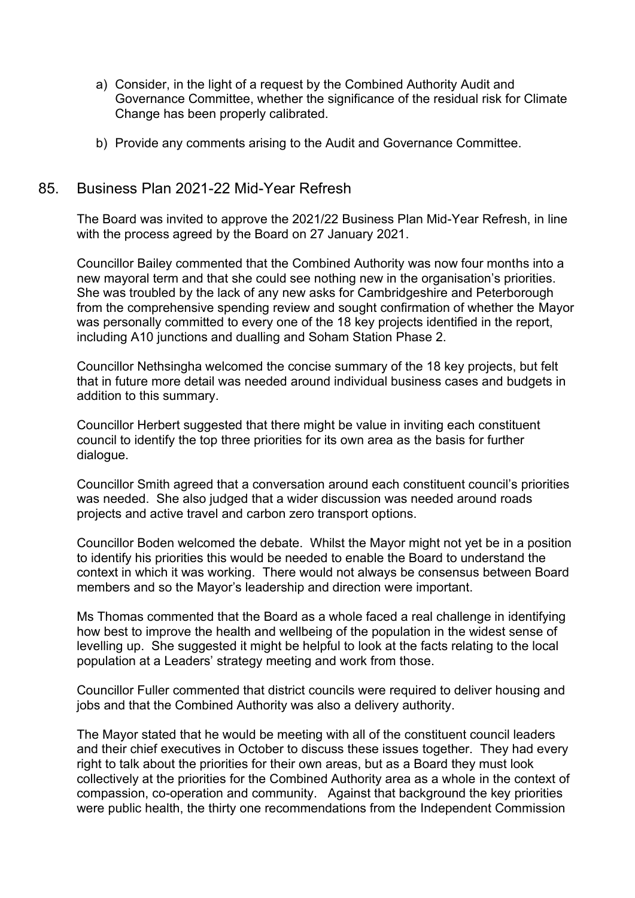a) Consider, in the light of a request by the Combined Authority Audit and Governance Committee, whether the significance of the residual risk for Climate Change has been properly calibrated.

b) Provide any comments arising to the Audit and Governance Committee.

## 85. Business Plan 2021-22 Mid-Year Refresh

The Board was invited to approve the 2021/22 Business Plan Mid-Year Refresh, in line with the process agreed by the Board on 27 January 2021.

Councillor Bailey commented that the Combined Authority was now four months into a new mayoral term and that she could see nothing new in the organisation's priorities. She was troubled by the lack of any new asks for Cambridgeshire and Peterborough from the comprehensive spending review and sought confirmation of whether the Mayor was personally committed to every one of the 18 key projects identified in the report, including A10 junctions and dualling and Soham Station Phase 2.

Councillor Nethsingha welcomed the concise summary of the 18 key projects, but felt that in future more detail was needed around individual business cases and budgets in addition to this summary.

Councillor Herbert suggested that there might be value in inviting each constituent council to identify the top three priorities for its own area as the basis for further dialogue.

Councillor Smith agreed that a conversation around each constituent council's priorities was needed. She also judged that a wider discussion was needed around roads projects and active travel and carbon zero transport options.

Councillor Boden welcomed the debate. Whilst the Mayor might not yet be in a position to identify his priorities this would be needed to enable the Board to understand the context in which it was working. There would not always be consensus between Board members and so the Mayor's leadership and direction were important.

Ms Thomas commented that the Board as a whole faced a real challenge in identifying how best to improve the health and wellbeing of the population in the widest sense of levelling up. She suggested it might be helpful to look at the facts relating to the local population at a Leaders' strategy meeting and work from those.

Councillor Fuller commented that district councils were required to deliver housing and jobs and that the Combined Authority was also a delivery authority.

The Mayor stated that he would be meeting with all of the constituent council leaders and their chief executives in October to discuss these issues together. They had every right to talk about the priorities for their own areas, but as a Board they must look collectively at the priorities for the Combined Authority area as a whole in the context of compassion, co-operation and community. Against that background the key priorities were public health, the thirty one recommendations from the Independent Commission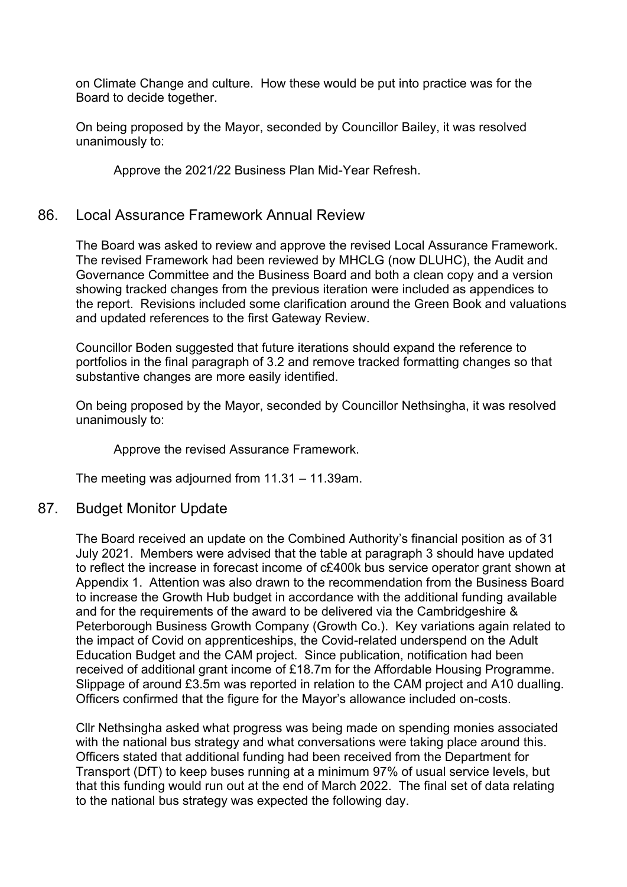on Climate Change and culture. How these would be put into practice was for the Board to decide together.

On being proposed by the Mayor, seconded by Councillor Bailey, it was resolved unanimously to:

> Approve the 2021/22 Business Plan Mid-Year Refresh.

## 86. Local Assurance Framework Annual Review

The Board was asked to review and approve the revised Local Assurance Framework. The revised Framework had been reviewed by MHCLG (now DLUHC), the Audit and Governance Committee and the Business Board and both a clean copy and a version showing tracked changes from the previous iteration were included as appendices to the report. Revisions included some clarification around the Green Book and valuations and updated references to the first Gateway Review.

Councillor Boden suggested that future iterations should expand the reference to portfolios in the final paragraph of 3.2 and remove tracked formatting changes so that substantive changes are more easily identified.

On being proposed by the Mayor, seconded by Councillor Nethsingha, it was resolved unanimously to:

> Approve the revised Assurance Framework.

The meeting was adjourned from 11.31 – 11.39am.

## 87. Budget Monitor Update

The Board received an update on the Combined Authority's financial position as of 31 July 2021. Members were advised that the table at paragraph 3 should have updated to reflect the increase in forecast income of c£400k bus service operator grant shown at Appendix 1. Attention was also drawn to the recommendation from the Business Board to increase the Growth Hub budget in accordance with the additional funding available and for the requirements of the award to be delivered via the Cambridgeshire & Peterborough Business Growth Company (Growth Co.). Key variations again related to the impact of Covid on apprenticeships, the Covid-related underspend on the Adult Education Budget and the CAM project. Since publication, notification had been received of additional grant income of £18.7m for the Affordable Housing Programme. Slippage of around £3.5m was reported in relation to the CAM project and A10 dualling. Officers confirmed that the figure for the Mayor's allowance included on-costs.

Cllr Nethsingha asked what progress was being made on spending monies associated with the national bus strategy and what conversations were taking place around this. Officers stated that additional funding had been received from the Department for Transport (DfT) to keep buses running at a minimum 97% of usual service levels, but that this funding would run out at the end of March 2022. The final set of data relating to the national bus strategy was expected the following day.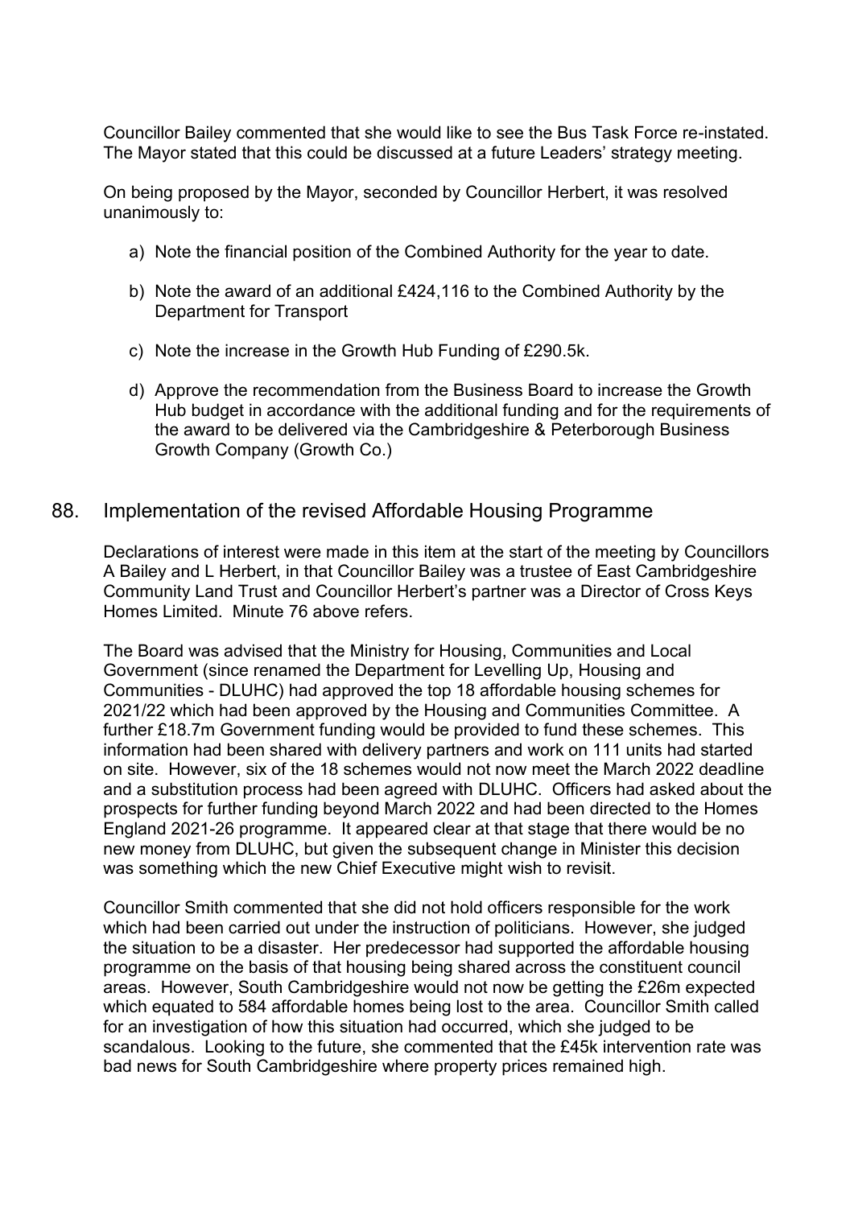Councillor Bailey commented that she would like to see the Bus Task Force re-instated. The Mayor stated that this could be discussed at a future Leaders' strategy meeting.

On being proposed by the Mayor, seconded by Councillor Herbert, it was resolved unanimously to:

a) Note the financial position of the Combined Authority for the year to date.

b) Note the award of an additional £424,116 to the Combined Authority by the Department for Transport

c) Note the increase in the Growth Hub Funding of £290.5k.

d) Approve the recommendation from the Business Board to increase the Growth Hub budget in accordance with the additional funding and for the requirements of the award to be delivered via the Cambridgeshire & Peterborough Business Growth Company (Growth Co.)

## 88. Implementation of the revised Affordable Housing Programme

Declarations of interest were made in this item at the start of the meeting by Councillors A Bailey and L Herbert, in that Councillor Bailey was a trustee of East Cambridgeshire Community Land Trust and Councillor Herbert's partner was a Director of Cross Keys Homes Limited. Minute 76 above refers.

The Board was advised that the Ministry for Housing, Communities and Local Government (since renamed the Department for Levelling Up, Housing and Communities - DLUHC) had approved the top 18 affordable housing schemes for 2021/22 which had been approved by the Housing and Communities Committee. A further £18.7m Government funding would be provided to fund these schemes. This information had been shared with delivery partners and work on 111 units had started on site. However, six of the 18 schemes would not now meet the March 2022 deadline and a substitution process had been agreed with DLUHC. Officers had asked about the prospects for further funding beyond March 2022 and had been directed to the Homes England 2021-26 programme. It appeared clear at that stage that there would be no new money from DLUHC, but given the subsequent change in Minister this decision was something which the new Chief Executive might wish to revisit.

Councillor Smith commented that she did not hold officers responsible for the work which had been carried out under the instruction of politicians. However, she judged the situation to be a disaster. Her predecessor had supported the affordable housing programme on the basis of that housing being shared across the constituent council areas. However, South Cambridgeshire would not now be getting the £26m expected which equated to 584 affordable homes being lost to the area. Councillor Smith called for an investigation of how this situation had occurred, which she judged to be scandalous. Looking to the future, she commented that the £45k intervention rate was bad news for South Cambridgeshire where property prices remained high.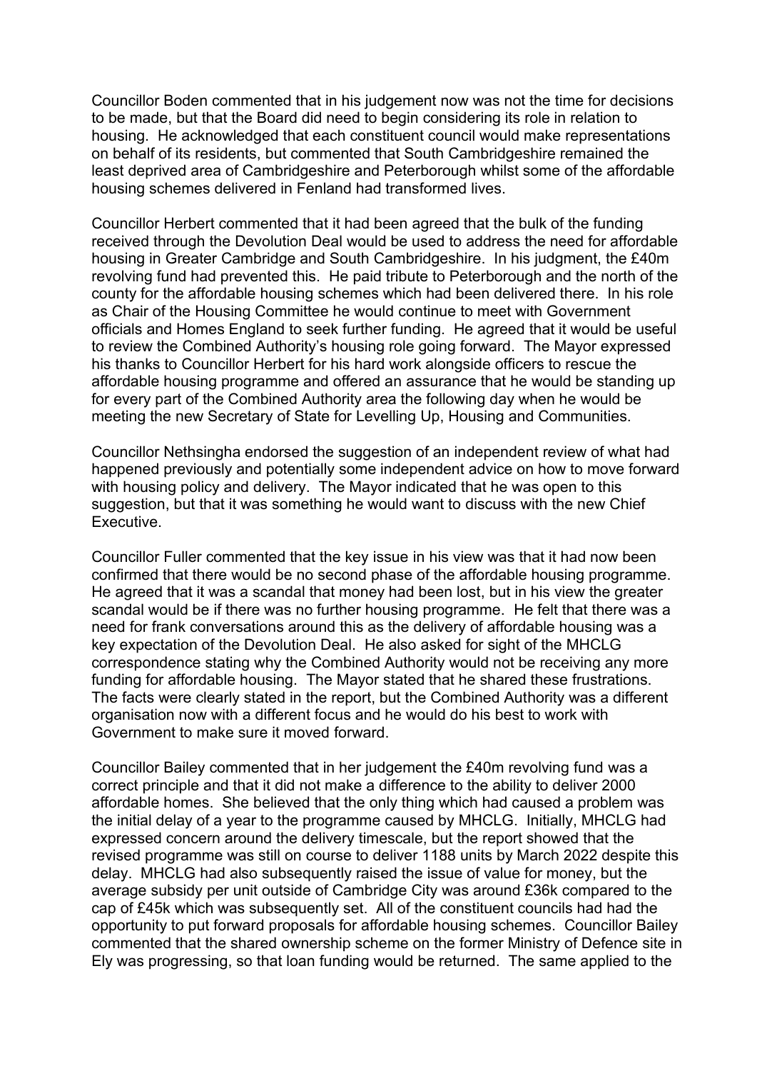Councillor Boden commented that in his judgement now was not the time for decisions to be made, but that the Board did need to begin considering its role in relation to housing. He acknowledged that each constituent council would make representations on behalf of its residents, but commented that South Cambridgeshire remained the least deprived area of Cambridgeshire and Peterborough whilst some of the affordable housing schemes delivered in Fenland had transformed lives.

Councillor Herbert commented that it had been agreed that the bulk of the funding received through the Devolution Deal would be used to address the need for affordable housing in Greater Cambridge and South Cambridgeshire. In his judgment, the £40m revolving fund had prevented this. He paid tribute to Peterborough and the north of the county for the affordable housing schemes which had been delivered there. In his role as Chair of the Housing Committee he would continue to meet with Government officials and Homes England to seek further funding. He agreed that it would be useful to review the Combined Authority's housing role going forward. The Mayor expressed his thanks to Councillor Herbert for his hard work alongside officers to rescue the affordable housing programme and offered an assurance that he would be standing up for every part of the Combined Authority area the following day when he would be meeting the new Secretary of State for Levelling Up, Housing and Communities.

Councillor Nethsingha endorsed the suggestion of an independent review of what had happened previously and potentially some independent advice on how to move forward with housing policy and delivery. The Mayor indicated that he was open to this suggestion, but that it was something he would want to discuss with the new Chief Executive.

Councillor Fuller commented that the key issue in his view was that it had now been confirmed that there would be no second phase of the affordable housing programme. He agreed that it was a scandal that money had been lost, but in his view the greater scandal would be if there was no further housing programme. He felt that there was a need for frank conversations around this as the delivery of affordable housing was a key expectation of the Devolution Deal. He also asked for sight of the MHCLG correspondence stating why the Combined Authority would not be receiving any more funding for affordable housing. The Mayor stated that he shared these frustrations. The facts were clearly stated in the report, but the Combined Authority was a different organisation now with a different focus and he would do his best to work with Government to make sure it moved forward.

Councillor Bailey commented that in her judgement the £40m revolving fund was a correct principle and that it did not make a difference to the ability to deliver 2000 affordable homes. She believed that the only thing which had caused a problem was the initial delay of a year to the programme caused by MHCLG. Initially, MHCLG had expressed concern around the delivery timescale, but the report showed that the revised programme was still on course to deliver 1188 units by March 2022 despite this delay. MHCLG had also subsequently raised the issue of value for money, but the average subsidy per unit outside of Cambridge City was around £36k compared to the cap of £45k which was subsequently set. All of the constituent councils had had the opportunity to put forward proposals for affordable housing schemes. Councillor Bailey commented that the shared ownership scheme on the former Ministry of Defence site in Ely was progressing, so that loan funding would be returned. The same applied to the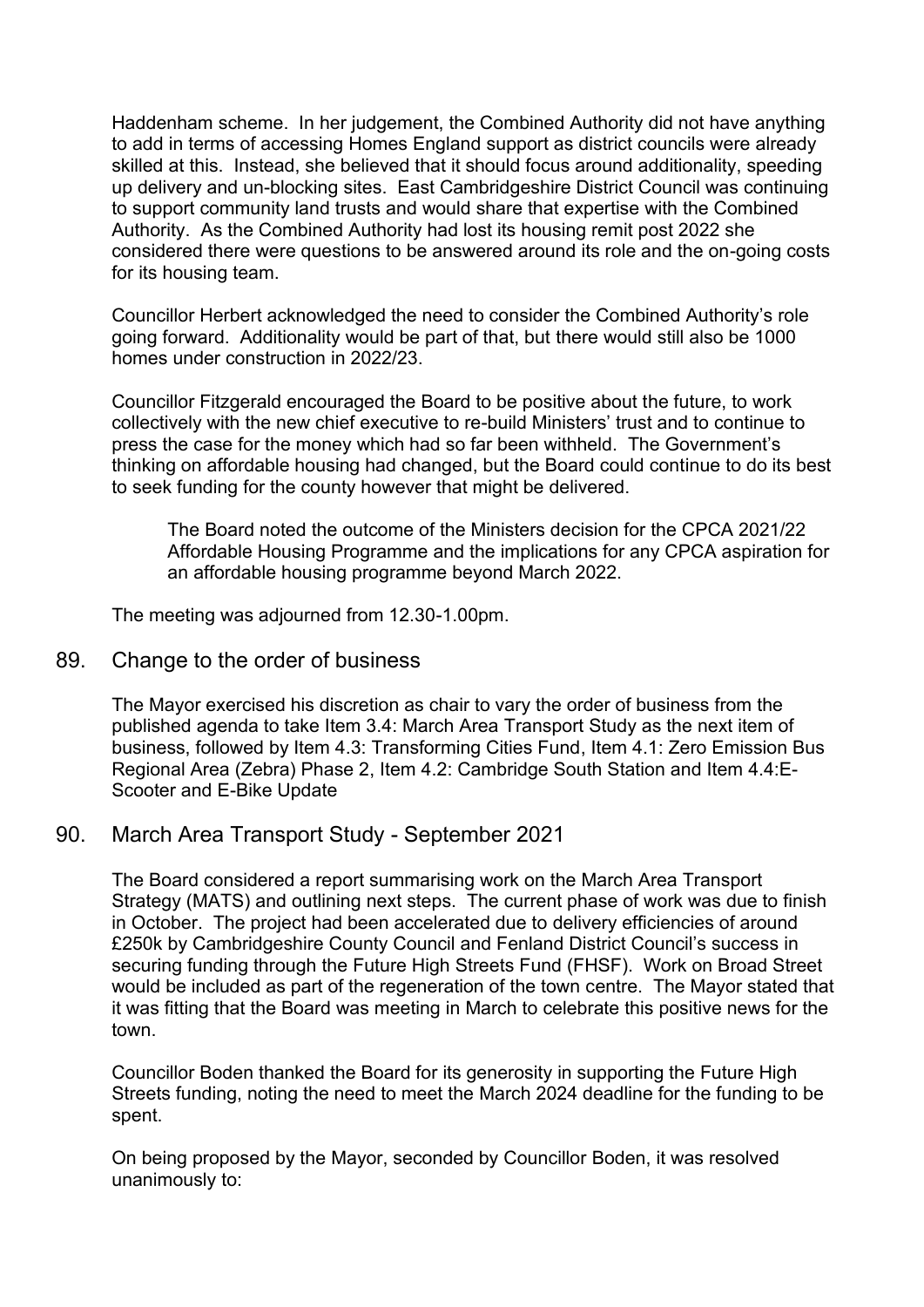Haddenham scheme. In her judgement, the Combined Authority did not have anything to add in terms of accessing Homes England support as district councils were already skilled at this. Instead, she believed that it should focus around additionality, speeding up delivery and un-blocking sites. East Cambridgeshire District Council was continuing to support community land trusts and would share that expertise with the Combined Authority. As the Combined Authority had lost its housing remit post 2022 she considered there were questions to be answered around its role and the on-going costs for its housing team.

Councillor Herbert acknowledged the need to consider the Combined Authority's role going forward. Additionality would be part of that, but there would still also be 1000 homes under construction in 2022/23.

Councillor Fitzgerald encouraged the Board to be positive about the future, to work collectively with the new chief executive to re-build Ministers' trust and to continue to press the case for the money which had so far been withheld. The Government's thinking on affordable housing had changed, but the Board could continue to do its best to seek funding for the county however that might be delivered.

> The Board noted the outcome of the Ministers decision for the CPCA 2021/22 Affordable Housing Programme and the implications for any CPCA aspiration for an affordable housing programme beyond March 2022.

The meeting was adjourned from 12.30-1.00pm.

## 89. Change to the order of business

The Mayor exercised his discretion as chair to vary the order of business from the published agenda to take Item 3.4: March Area Transport Study as the next item of business, followed by Item 4.3: Transforming Cities Fund, Item 4.1: Zero Emission Bus Regional Area (Zebra) Phase 2, Item 4.2: Cambridge South Station and Item 4.4:E-Scooter and E-Bike Update

## 90. March Area Transport Study - September 2021

The Board considered a report summarising work on the March Area Transport Strategy (MATS) and outlining next steps. The current phase of work was due to finish in October. The project had been accelerated due to delivery efficiencies of around £250k by Cambridgeshire County Council and Fenland District Council's success in securing funding through the Future High Streets Fund (FHSF). Work on Broad Street would be included as part of the regeneration of the town centre. The Mayor stated that it was fitting that the Board was meeting in March to celebrate this positive news for the town.

Councillor Boden thanked the Board for its generosity in supporting the Future High Streets funding, noting the need to meet the March 2024 deadline for the funding to be spent.

On being proposed by the Mayor, seconded by Councillor Boden, it was resolved unanimously to: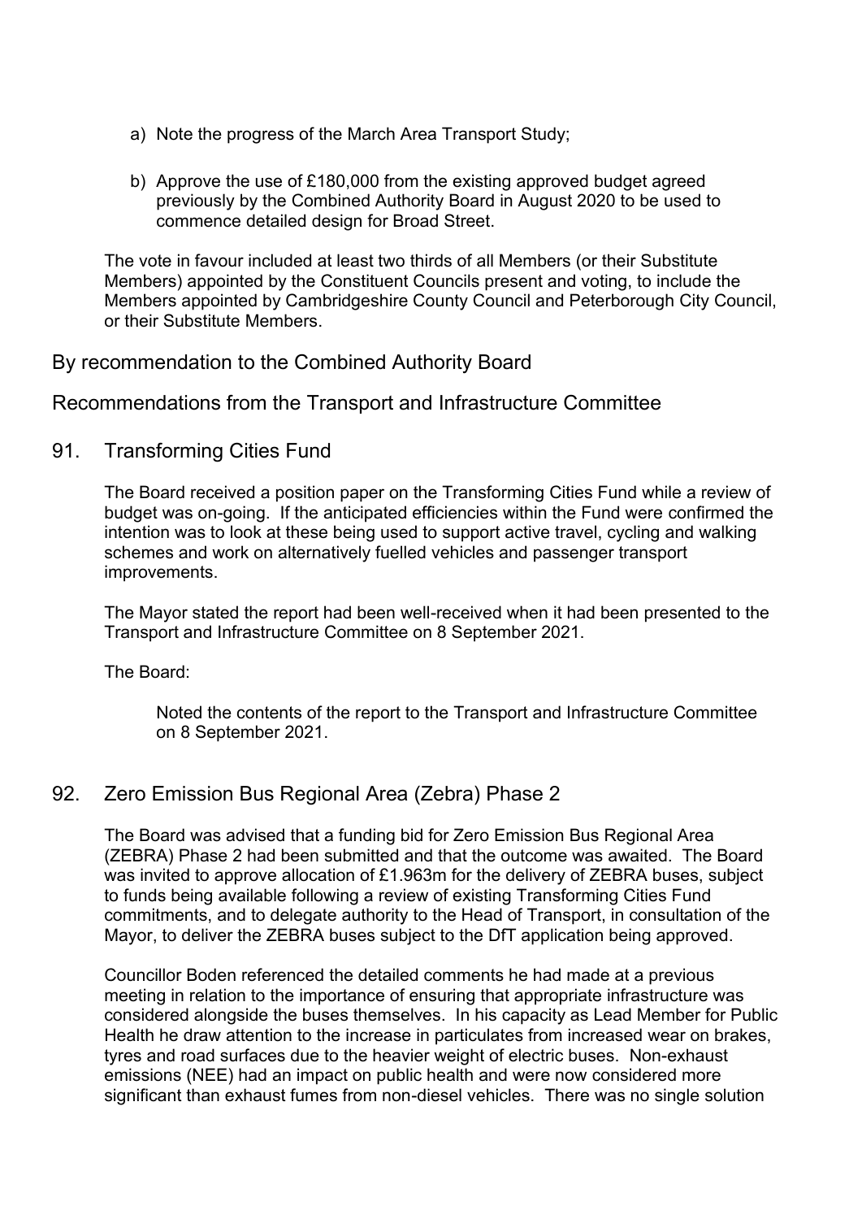a) Note the progress of the March Area Transport Study;

b) Approve the use of £180,000 from the existing approved budget agreed previously by the Combined Authority Board in August 2020 to be used to commence detailed design for Broad Street.

The vote in favour included at least two thirds of all Members (or their Substitute Members) appointed by the Constituent Councils present and voting, to include the Members appointed by Cambridgeshire County Council and Peterborough City Council, or their Substitute Members.

## By recommendation to the Combined Authority Board

## Recommendations from the Transport and Infrastructure Committee

## 91. Transforming Cities Fund

The Board received a position paper on the Transforming Cities Fund while a review of budget was on-going. If the anticipated efficiencies within the Fund were confirmed the intention was to look at these being used to support active travel, cycling and walking schemes and work on alternatively fuelled vehicles and passenger transport improvements.

The Mayor stated the report had been well-received when it had been presented to the Transport and Infrastructure Committee on 8 September 2021.

The Board:

> Noted the contents of the report to the Transport and Infrastructure Committee on 8 September 2021.

## 92. Zero Emission Bus Regional Area (Zebra) Phase 2

The Board was advised that a funding bid for Zero Emission Bus Regional Area (ZEBRA) Phase 2 had been submitted and that the outcome was awaited. The Board was invited to approve allocation of £1.963m for the delivery of ZEBRA buses, subject to funds being available following a review of existing Transforming Cities Fund commitments, and to delegate authority to the Head of Transport, in consultation of the Mayor, to deliver the ZEBRA buses subject to the DfT application being approved.

Councillor Boden referenced the detailed comments he had made at a previous meeting in relation to the importance of ensuring that appropriate infrastructure was considered alongside the buses themselves. In his capacity as Lead Member for Public Health he draw attention to the increase in particulates from increased wear on brakes, tyres and road surfaces due to the heavier weight of electric buses. Non-exhaust emissions (NEE) had an impact on public health and were now considered more significant than exhaust fumes from non-diesel vehicles. There was no single solution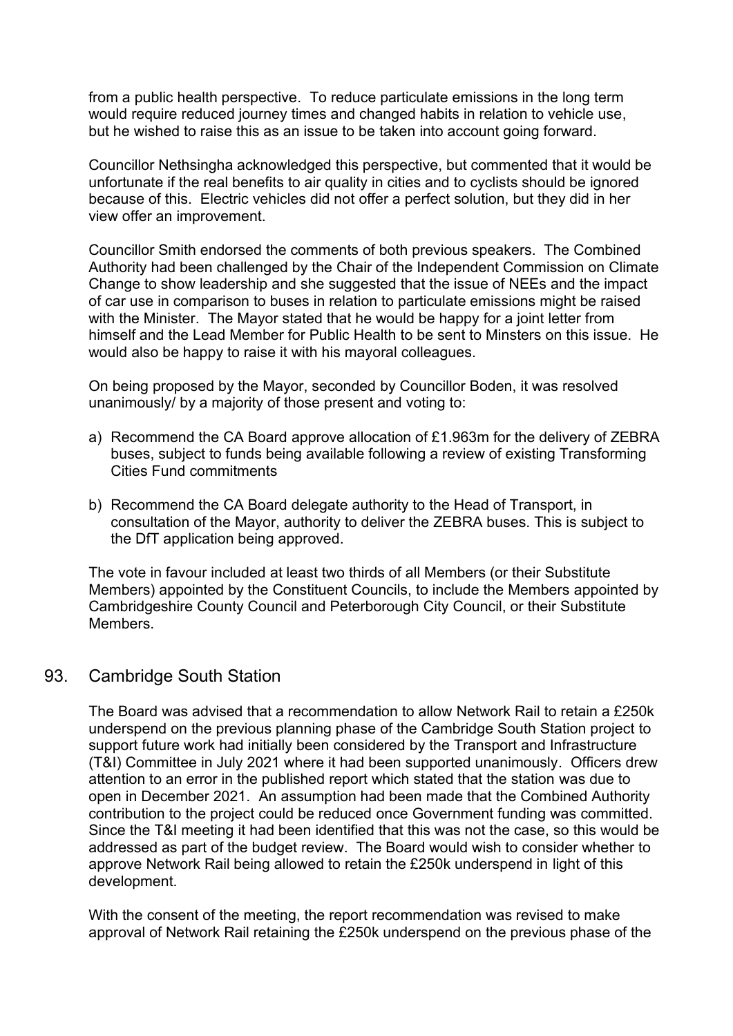from a public health perspective. To reduce particulate emissions in the long term would require reduced journey times and changed habits in relation to vehicle use, but he wished to raise this as an issue to be taken into account going forward.

Councillor Nethsingha acknowledged this perspective, but commented that it would be unfortunate if the real benefits to air quality in cities and to cyclists should be ignored because of this. Electric vehicles did not offer a perfect solution, but they did in her view offer an improvement.

Councillor Smith endorsed the comments of both previous speakers. The Combined Authority had been challenged by the Chair of the Independent Commission on Climate Change to show leadership and she suggested that the issue of NEEs and the impact of car use in comparison to buses in relation to particulate emissions might be raised with the Minister. The Mayor stated that he would be happy for a joint letter from himself and the Lead Member for Public Health to be sent to Minsters on this issue. He would also be happy to raise it with his mayoral colleagues.

On being proposed by the Mayor, seconded by Councillor Boden, it was resolved unanimously/ by a majority of those present and voting to:

a) Recommend the CA Board approve allocation of £1.963m for the delivery of ZEBRA buses, subject to funds being available following a review of existing Transforming Cities Fund commitments

b) Recommend the CA Board delegate authority to the Head of Transport, in consultation of the Mayor, authority to deliver the ZEBRA buses. This is subject to the DfT application being approved.

The vote in favour included at least two thirds of all Members (or their Substitute Members) appointed by the Constituent Councils, to include the Members appointed by Cambridgeshire County Council and Peterborough City Council, or their Substitute Members.

## 93. Cambridge South Station

The Board was advised that a recommendation to allow Network Rail to retain a £250k underspend on the previous planning phase of the Cambridge South Station project to support future work had initially been considered by the Transport and Infrastructure (T&I) Committee in July 2021 where it had been supported unanimously. Officers drew attention to an error in the published report which stated that the station was due to open in December 2021. An assumption had been made that the Combined Authority contribution to the project could be reduced once Government funding was committed. Since the T&I meeting it had been identified that this was not the case, so this would be addressed as part of the budget review. The Board would wish to consider whether to approve Network Rail being allowed to retain the £250k underspend in light of this development.

With the consent of the meeting, the report recommendation was revised to make approval of Network Rail retaining the £250k underspend on the previous phase of the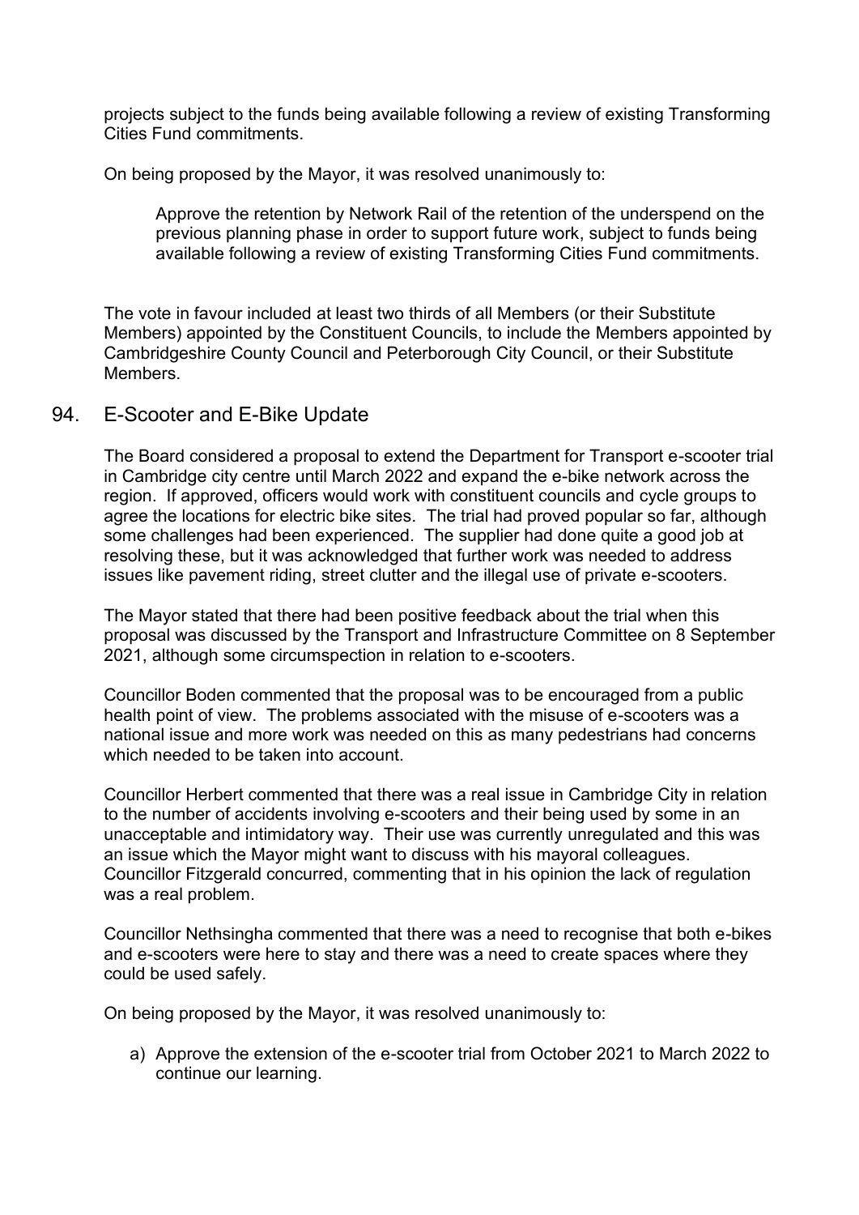projects subject to the funds being available following a review of existing Transforming Cities Fund commitments.

On being proposed by the Mayor, it was resolved unanimously to:

> Approve the retention by Network Rail of the retention of the underspend on the previous planning phase in order to support future work, subject to funds being available following a review of existing Transforming Cities Fund commitments.

The vote in favour included at least two thirds of all Members (or their Substitute Members) appointed by the Constituent Councils, to include the Members appointed by Cambridgeshire County Council and Peterborough City Council, or their Substitute Members.

## 94. E-Scooter and E-Bike Update

The Board considered a proposal to extend the Department for Transport e-scooter trial in Cambridge city centre until March 2022 and expand the e-bike network across the region. If approved, officers would work with constituent councils and cycle groups to agree the locations for electric bike sites. The trial had proved popular so far, although some challenges had been experienced. The supplier had done quite a good job at resolving these, but it was acknowledged that further work was needed to address issues like pavement riding, street clutter and the illegal use of private e-scooters.

The Mayor stated that there had been positive feedback about the trial when this proposal was discussed by the Transport and Infrastructure Committee on 8 September 2021, although some circumspection in relation to e-scooters.

Councillor Boden commented that the proposal was to be encouraged from a public health point of view. The problems associated with the misuse of e-scooters was a national issue and more work was needed on this as many pedestrians had concerns which needed to be taken into account.

Councillor Herbert commented that there was a real issue in Cambridge City in relation to the number of accidents involving e-scooters and their being used by some in an unacceptable and intimidatory way. Their use was currently unregulated and this was an issue which the Mayor might want to discuss with his mayoral colleagues. Councillor Fitzgerald concurred, commenting that in his opinion the lack of regulation was a real problem.

Councillor Nethsingha commented that there was a need to recognise that both e-bikes and e-scooters were here to stay and there was a need to create spaces where they could be used safely.

On being proposed by the Mayor, it was resolved unanimously to:

a) Approve the extension of the e-scooter trial from October 2021 to March 2022 to continue our learning.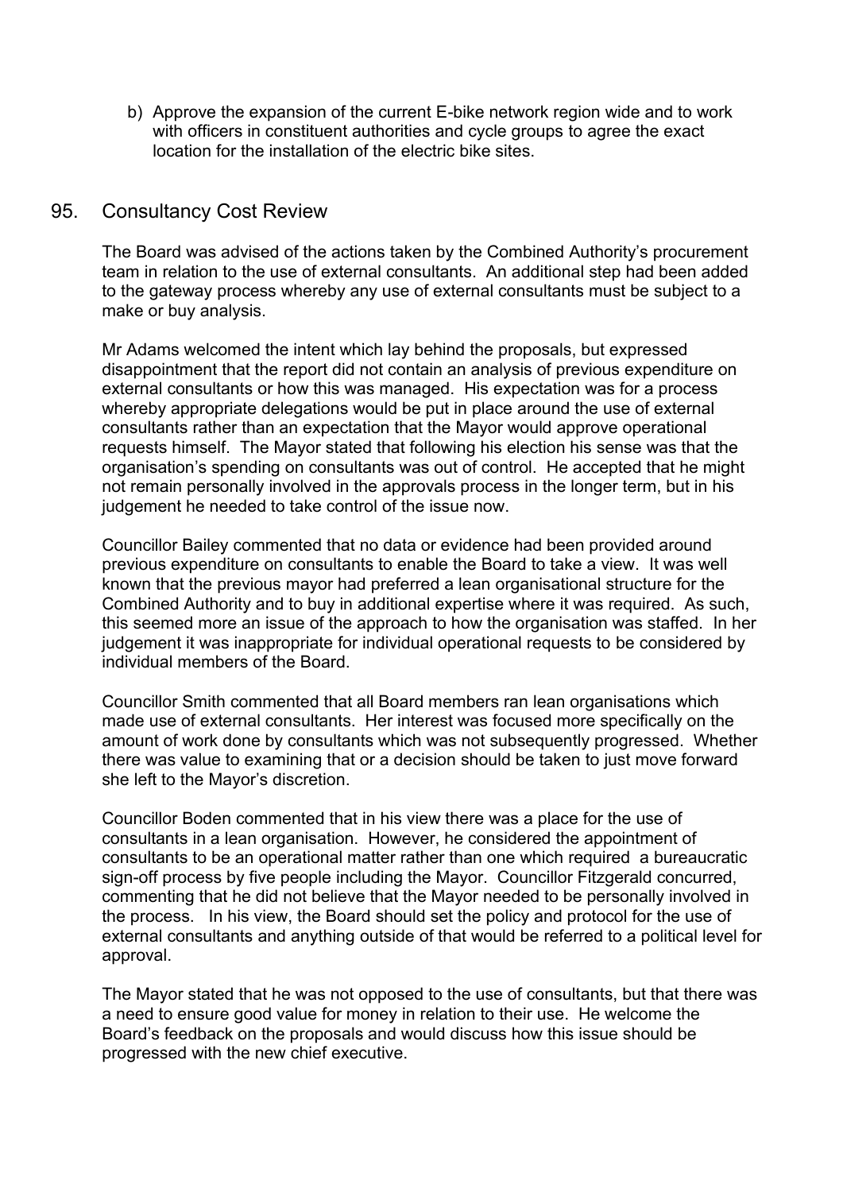b) Approve the expansion of the current E-bike network region wide and to work with officers in constituent authorities and cycle groups to agree the exact location for the installation of the electric bike sites.

## 95. Consultancy Cost Review

The Board was advised of the actions taken by the Combined Authority's procurement team in relation to the use of external consultants. An additional step had been added to the gateway process whereby any use of external consultants must be subject to a make or buy analysis.

Mr Adams welcomed the intent which lay behind the proposals, but expressed disappointment that the report did not contain an analysis of previous expenditure on external consultants or how this was managed. His expectation was for a process whereby appropriate delegations would be put in place around the use of external consultants rather than an expectation that the Mayor would approve operational requests himself. The Mayor stated that following his election his sense was that the organisation's spending on consultants was out of control. He accepted that he might not remain personally involved in the approvals process in the longer term, but in his judgement he needed to take control of the issue now.

Councillor Bailey commented that no data or evidence had been provided around previous expenditure on consultants to enable the Board to take a view. It was well known that the previous mayor had preferred a lean organisational structure for the Combined Authority and to buy in additional expertise where it was required. As such, this seemed more an issue of the approach to how the organisation was staffed. In her judgement it was inappropriate for individual operational requests to be considered by individual members of the Board.

Councillor Smith commented that all Board members ran lean organisations which made use of external consultants. Her interest was focused more specifically on the amount of work done by consultants which was not subsequently progressed. Whether there was value to examining that or a decision should be taken to just move forward she left to the Mayor's discretion.

Councillor Boden commented that in his view there was a place for the use of consultants in a lean organisation. However, he considered the appointment of consultants to be an operational matter rather than one which required a bureaucratic sign-off process by five people including the Mayor. Councillor Fitzgerald concurred, commenting that he did not believe that the Mayor needed to be personally involved in the process. In his view, the Board should set the policy and protocol for the use of external consultants and anything outside of that would be referred to a political level for approval.

The Mayor stated that he was not opposed to the use of consultants, but that there was a need to ensure good value for money in relation to their use. He welcome the Board's feedback on the proposals and would discuss how this issue should be progressed with the new chief executive.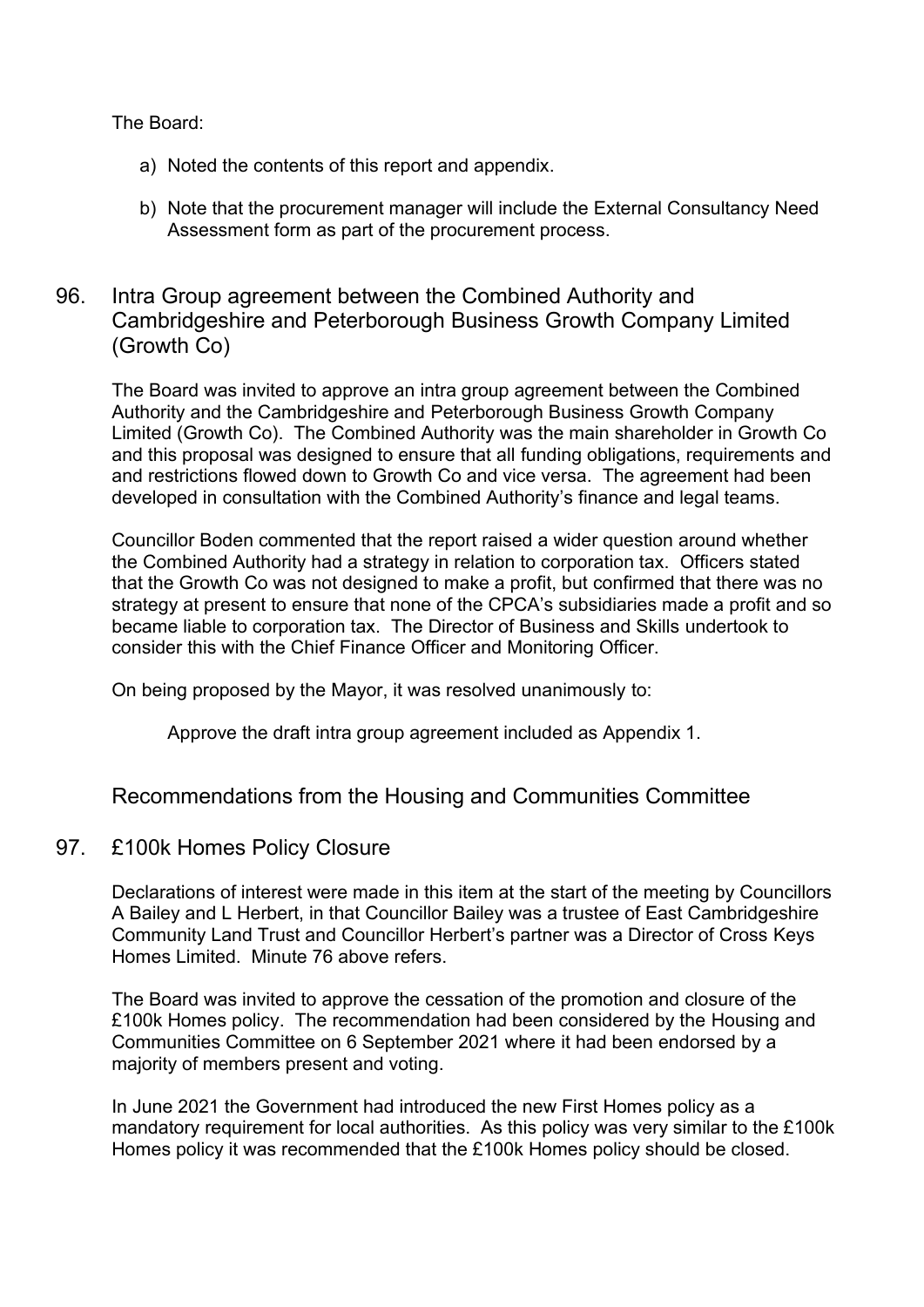The Board:

a) Noted the contents of this report and appendix.

b) Note that the procurement manager will include the External Consultancy Need Assessment form as part of the procurement process.

## 96. Intra Group agreement between the Combined Authority and Cambridgeshire and Peterborough Business Growth Company Limited (Growth Co)

The Board was invited to approve an intra group agreement between the Combined Authority and the Cambridgeshire and Peterborough Business Growth Company Limited (Growth Co). The Combined Authority was the main shareholder in Growth Co and this proposal was designed to ensure that all funding obligations, requirements and and restrictions flowed down to Growth Co and vice versa. The agreement had been developed in consultation with the Combined Authority's finance and legal teams.

Councillor Boden commented that the report raised a wider question around whether the Combined Authority had a strategy in relation to corporation tax. Officers stated that the Growth Co was not designed to make a profit, but confirmed that there was no strategy at present to ensure that none of the CPCA's subsidiaries made a profit and so became liable to corporation tax. The Director of Business and Skills undertook to consider this with the Chief Finance Officer and Monitoring Officer.

On being proposed by the Mayor, it was resolved unanimously to:

Approve the draft intra group agreement included as Appendix 1.

## Recommendations from the Housing and Communities Committee

## 97. £100k Homes Policy Closure

Declarations of interest were made in this item at the start of the meeting by Councillors A Bailey and L Herbert, in that Councillor Bailey was a trustee of East Cambridgeshire Community Land Trust and Councillor Herbert's partner was a Director of Cross Keys Homes Limited. Minute 76 above refers.

The Board was invited to approve the cessation of the promotion and closure of the £100k Homes policy. The recommendation had been considered by the Housing and Communities Committee on 6 September 2021 where it had been endorsed by a majority of members present and voting.

In June 2021 the Government had introduced the new First Homes policy as a mandatory requirement for local authorities. As this policy was very similar to the £100k Homes policy it was recommended that the £100k Homes policy should be closed.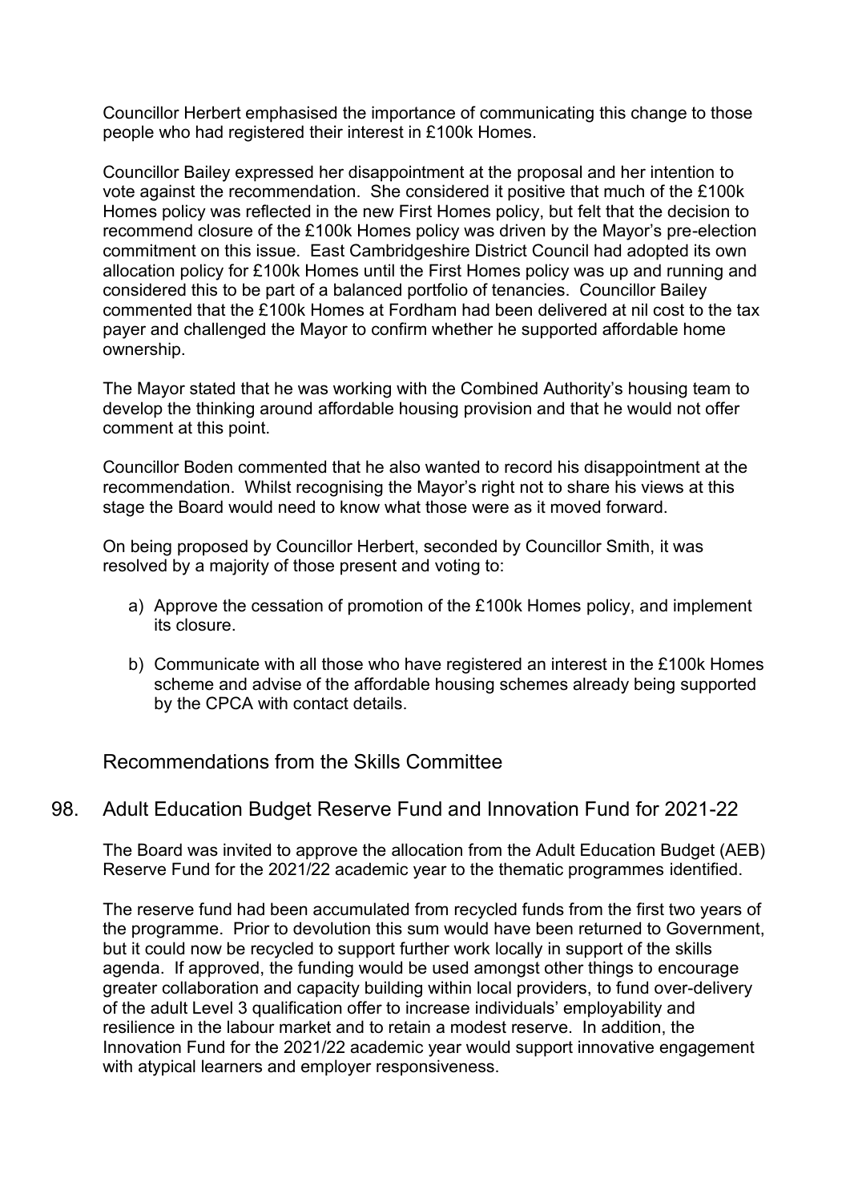Councillor Herbert emphasised the importance of communicating this change to those people who had registered their interest in £100k Homes.

Councillor Bailey expressed her disappointment at the proposal and her intention to vote against the recommendation. She considered it positive that much of the £100k Homes policy was reflected in the new First Homes policy, but felt that the decision to recommend closure of the £100k Homes policy was driven by the Mayor's pre-election commitment on this issue. East Cambridgeshire District Council had adopted its own allocation policy for £100k Homes until the First Homes policy was up and running and considered this to be part of a balanced portfolio of tenancies. Councillor Bailey commented that the £100k Homes at Fordham had been delivered at nil cost to the tax payer and challenged the Mayor to confirm whether he supported affordable home ownership.

The Mayor stated that he was working with the Combined Authority's housing team to develop the thinking around affordable housing provision and that he would not offer comment at this point.

Councillor Boden commented that he also wanted to record his disappointment at the recommendation. Whilst recognising the Mayor's right not to share his views at this stage the Board would need to know what those were as it moved forward.

On being proposed by Councillor Herbert, seconded by Councillor Smith, it was resolved by a majority of those present and voting to:

a) Approve the cessation of promotion of the £100k Homes policy, and implement its closure.

b) Communicate with all those who have registered an interest in the £100k Homes scheme and advise of the affordable housing schemes already being supported by the CPCA with contact details.

## Recommendations from the Skills Committee

## 98. Adult Education Budget Reserve Fund and Innovation Fund for 2021-22

The Board was invited to approve the allocation from the Adult Education Budget (AEB) Reserve Fund for the 2021/22 academic year to the thematic programmes identified.

The reserve fund had been accumulated from recycled funds from the first two years of the programme. Prior to devolution this sum would have been returned to Government, but it could now be recycled to support further work locally in support of the skills agenda. If approved, the funding would be used amongst other things to encourage greater collaboration and capacity building within local providers, to fund over-delivery of the adult Level 3 qualification offer to increase individuals' employability and resilience in the labour market and to retain a modest reserve. In addition, the Innovation Fund for the 2021/22 academic year would support innovative engagement with atypical learners and employer responsiveness.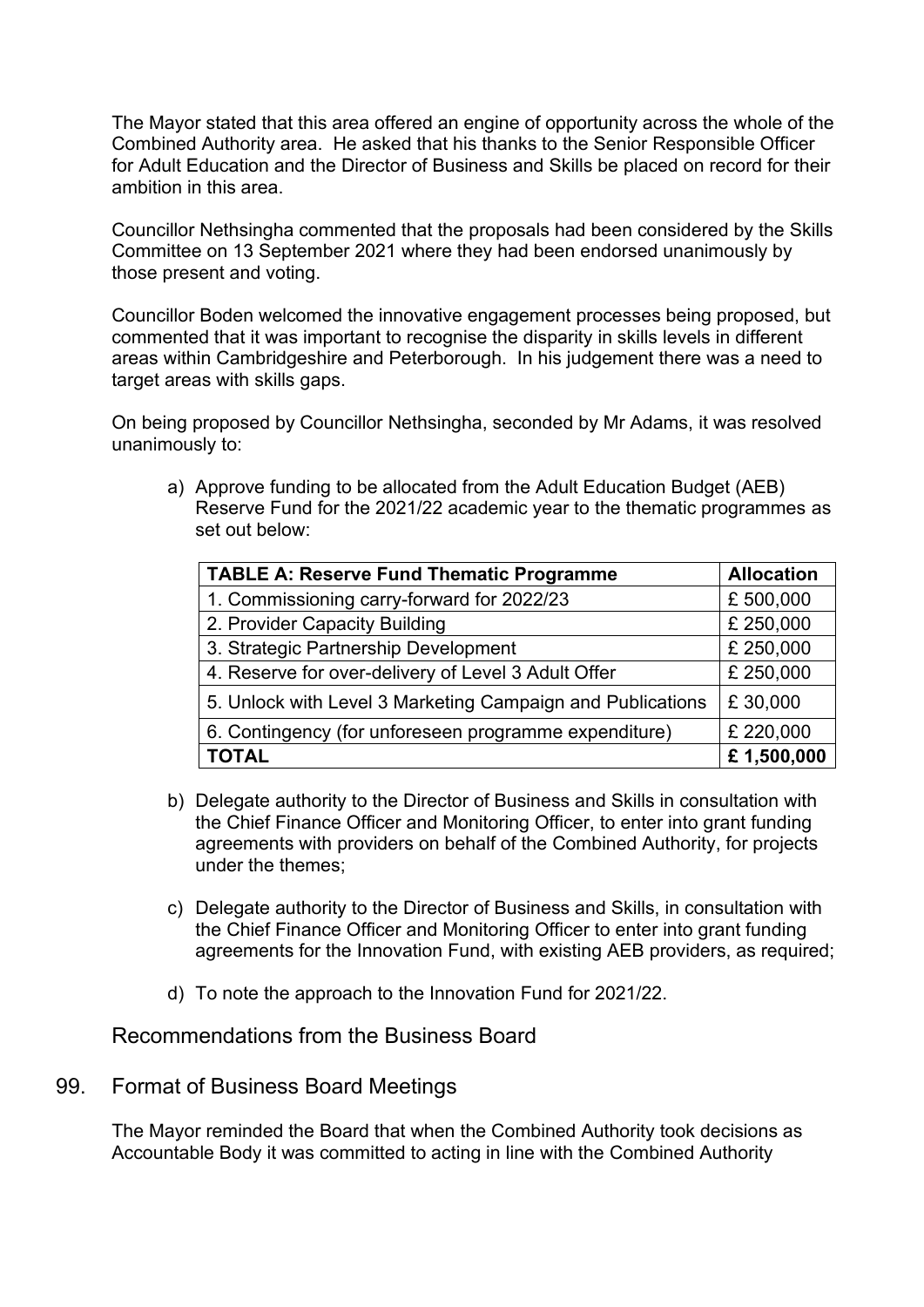The Mayor stated that this area offered an engine of opportunity across the whole of the Combined Authority area. He asked that his thanks to the Senior Responsible Officer for Adult Education and the Director of Business and Skills be placed on record for their ambition in this area.

Councillor Nethsingha commented that the proposals had been considered by the Skills Committee on 13 September 2021 where they had been endorsed unanimously by those present and voting.

Councillor Boden welcomed the innovative engagement processes being proposed, but commented that it was important to recognise the disparity in skills levels in different areas within Cambridgeshire and Peterborough. In his judgement there was a need to target areas with skills gaps.

On being proposed by Councillor Nethsingha, seconded by Mr Adams, it was resolved unanimously to:

a) Approve funding to be allocated from the Adult Education Budget (AEB) Reserve Fund for the 2021/22 academic year to the thematic programmes as set out below:

| **TABLE A: Reserve Fund Thematic Programme** | **Allocation** |
|---|---|
| 1. Commissioning carry-forward for 2022/23 | £ 500,000 |
| 2. Provider Capacity Building | £ 250,000 |
| 3. Strategic Partnership Development | £ 250,000 |
| 4. Reserve for over-delivery of Level 3 Adult Offer | £ 250,000 |
| 5. Unlock with Level 3 Marketing Campaign and Publications | £ 30,000 |
| 6. Contingency (for unforeseen programme expenditure) | £ 220,000 |
| **TOTAL** | **£ 1,500,000** |

b) Delegate authority to the Director of Business and Skills in consultation with the Chief Finance Officer and Monitoring Officer, to enter into grant funding agreements with providers on behalf of the Combined Authority, for projects under the themes;

c) Delegate authority to the Director of Business and Skills, in consultation with the Chief Finance Officer and Monitoring Officer to enter into grant funding agreements for the Innovation Fund, with existing AEB providers, as required;

d) To note the approach to the Innovation Fund for 2021/22.

## Recommendations from the Business Board

## 99. Format of Business Board Meetings

The Mayor reminded the Board that when the Combined Authority took decisions as Accountable Body it was committed to acting in line with the Combined Authority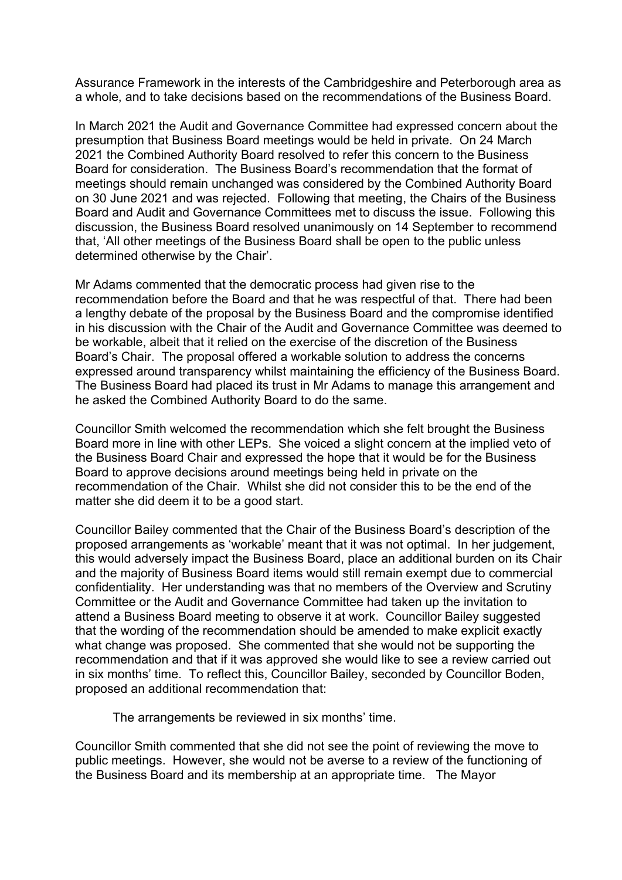Assurance Framework in the interests of the Cambridgeshire and Peterborough area as a whole, and to take decisions based on the recommendations of the Business Board.

In March 2021 the Audit and Governance Committee had expressed concern about the presumption that Business Board meetings would be held in private. On 24 March 2021 the Combined Authority Board resolved to refer this concern to the Business Board for consideration. The Business Board's recommendation that the format of meetings should remain unchanged was considered by the Combined Authority Board on 30 June 2021 and was rejected. Following that meeting, the Chairs of the Business Board and Audit and Governance Committees met to discuss the issue. Following this discussion, the Business Board resolved unanimously on 14 September to recommend that, 'All other meetings of the Business Board shall be open to the public unless determined otherwise by the Chair'.

Mr Adams commented that the democratic process had given rise to the recommendation before the Board and that he was respectful of that. There had been a lengthy debate of the proposal by the Business Board and the compromise identified in his discussion with the Chair of the Audit and Governance Committee was deemed to be workable, albeit that it relied on the exercise of the discretion of the Business Board's Chair. The proposal offered a workable solution to address the concerns expressed around transparency whilst maintaining the efficiency of the Business Board. The Business Board had placed its trust in Mr Adams to manage this arrangement and he asked the Combined Authority Board to do the same.

Councillor Smith welcomed the recommendation which she felt brought the Business Board more in line with other LEPs. She voiced a slight concern at the implied veto of the Business Board Chair and expressed the hope that it would be for the Business Board to approve decisions around meetings being held in private on the recommendation of the Chair. Whilst she did not consider this to be the end of the matter she did deem it to be a good start.

Councillor Bailey commented that the Chair of the Business Board's description of the proposed arrangements as 'workable' meant that it was not optimal. In her judgement, this would adversely impact the Business Board, place an additional burden on its Chair and the majority of Business Board items would still remain exempt due to commercial confidentiality. Her understanding was that no members of the Overview and Scrutiny Committee or the Audit and Governance Committee had taken up the invitation to attend a Business Board meeting to observe it at work. Councillor Bailey suggested that the wording of the recommendation should be amended to make explicit exactly what change was proposed. She commented that she would not be supporting the recommendation and that if it was approved she would like to see a review carried out in six months' time. To reflect this, Councillor Bailey, seconded by Councillor Boden, proposed an additional recommendation that:

> The arrangements be reviewed in six months' time.

Councillor Smith commented that she did not see the point of reviewing the move to public meetings. However, she would not be averse to a review of the functioning of the Business Board and its membership at an appropriate time. The Mayor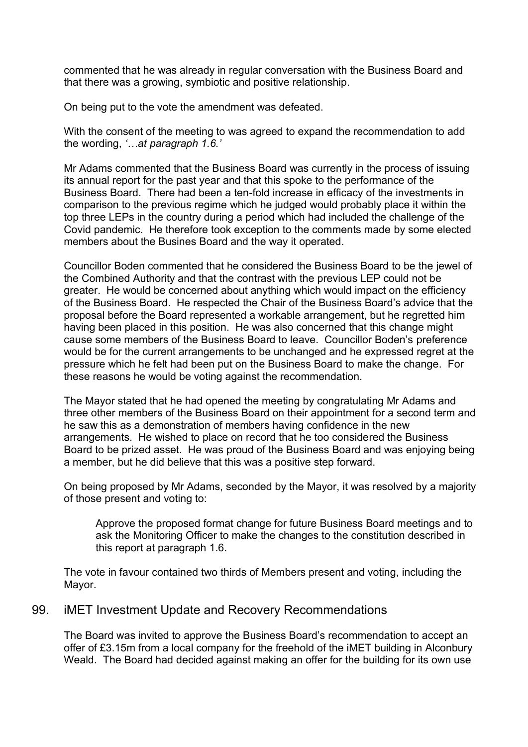commented that he was already in regular conversation with the Business Board and that there was a growing, symbiotic and positive relationship.

On being put to the vote the amendment was defeated.

With the consent of the meeting to was agreed to expand the recommendation to add the wording, *'…at paragraph 1.6.'*

Mr Adams commented that the Business Board was currently in the process of issuing its annual report for the past year and that this spoke to the performance of the Business Board. There had been a ten-fold increase in efficacy of the investments in comparison to the previous regime which he judged would probably place it within the top three LEPs in the country during a period which had included the challenge of the Covid pandemic. He therefore took exception to the comments made by some elected members about the Busines Board and the way it operated.

Councillor Boden commented that he considered the Business Board to be the jewel of the Combined Authority and that the contrast with the previous LEP could not be greater. He would be concerned about anything which would impact on the efficiency of the Business Board. He respected the Chair of the Business Board's advice that the proposal before the Board represented a workable arrangement, but he regretted him having been placed in this position. He was also concerned that this change might cause some members of the Business Board to leave. Councillor Boden's preference would be for the current arrangements to be unchanged and he expressed regret at the pressure which he felt had been put on the Business Board to make the change. For these reasons he would be voting against the recommendation.

The Mayor stated that he had opened the meeting by congratulating Mr Adams and three other members of the Business Board on their appointment for a second term and he saw this as a demonstration of members having confidence in the new arrangements. He wished to place on record that he too considered the Business Board to be prized asset. He was proud of the Business Board and was enjoying being a member, but he did believe that this was a positive step forward.

On being proposed by Mr Adams, seconded by the Mayor, it was resolved by a majority of those present and voting to:

> Approve the proposed format change for future Business Board meetings and to ask the Monitoring Officer to make the changes to the constitution described in this report at paragraph 1.6.

The vote in favour contained two thirds of Members present and voting, including the Mayor.

## 99. iMET Investment Update and Recovery Recommendations

The Board was invited to approve the Business Board's recommendation to accept an offer of £3.15m from a local company for the freehold of the iMET building in Alconbury Weald. The Board had decided against making an offer for the building for its own use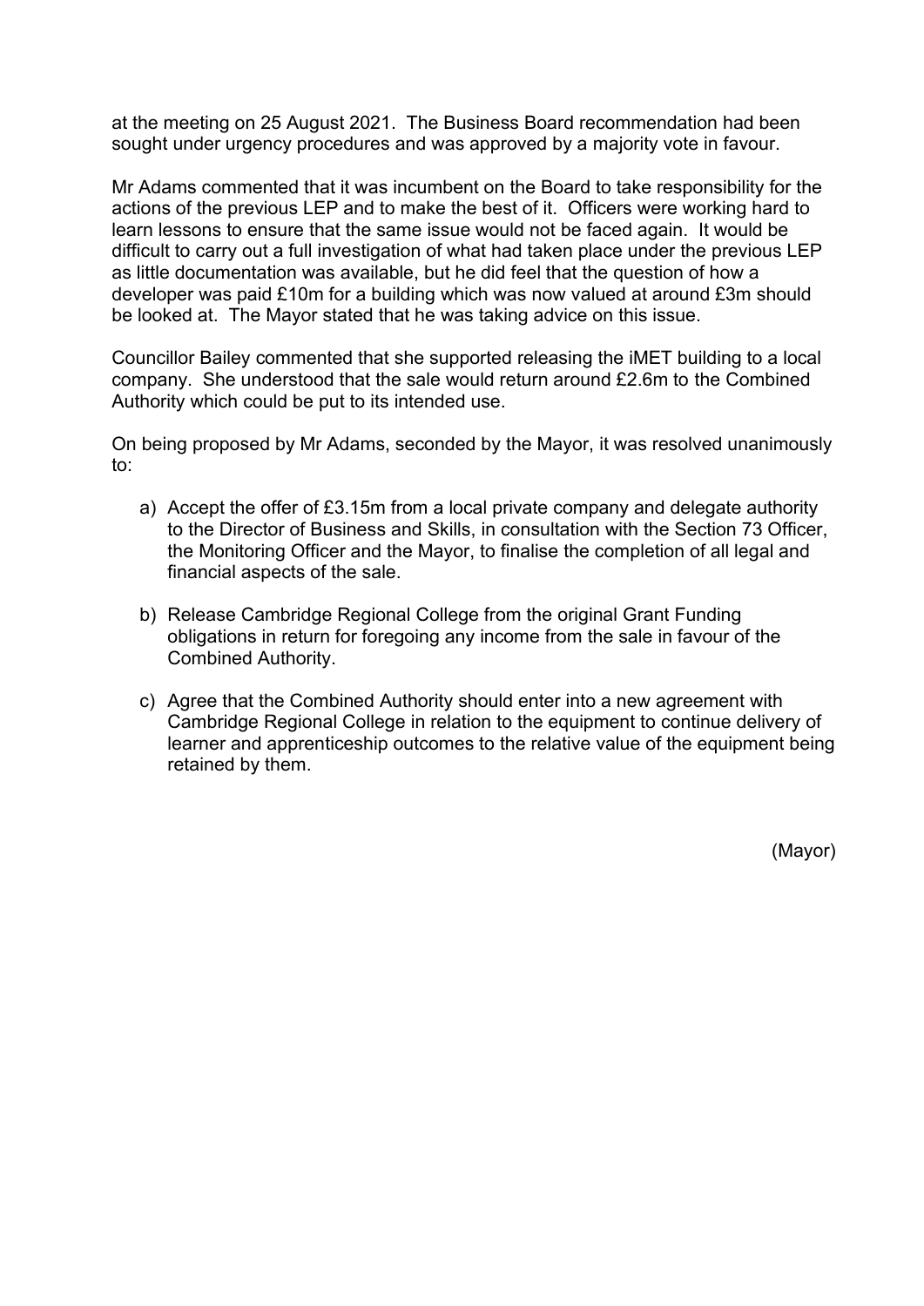at the meeting on 25 August 2021. The Business Board recommendation had been sought under urgency procedures and was approved by a majority vote in favour.

Mr Adams commented that it was incumbent on the Board to take responsibility for the actions of the previous LEP and to make the best of it. Officers were working hard to learn lessons to ensure that the same issue would not be faced again. It would be difficult to carry out a full investigation of what had taken place under the previous LEP as little documentation was available, but he did feel that the question of how a developer was paid £10m for a building which was now valued at around £3m should be looked at. The Mayor stated that he was taking advice on this issue.

Councillor Bailey commented that she supported releasing the iMET building to a local company. She understood that the sale would return around £2.6m to the Combined Authority which could be put to its intended use.

On being proposed by Mr Adams, seconded by the Mayor, it was resolved unanimously to:

a) Accept the offer of £3.15m from a local private company and delegate authority to the Director of Business and Skills, in consultation with the Section 73 Officer, the Monitoring Officer and the Mayor, to finalise the completion of all legal and financial aspects of the sale.

b) Release Cambridge Regional College from the original Grant Funding obligations in return for foregoing any income from the sale in favour of the Combined Authority.

c) Agree that the Combined Authority should enter into a new agreement with Cambridge Regional College in relation to the equipment to continue delivery of learner and apprenticeship outcomes to the relative value of the equipment being retained by them.

(Mayor)